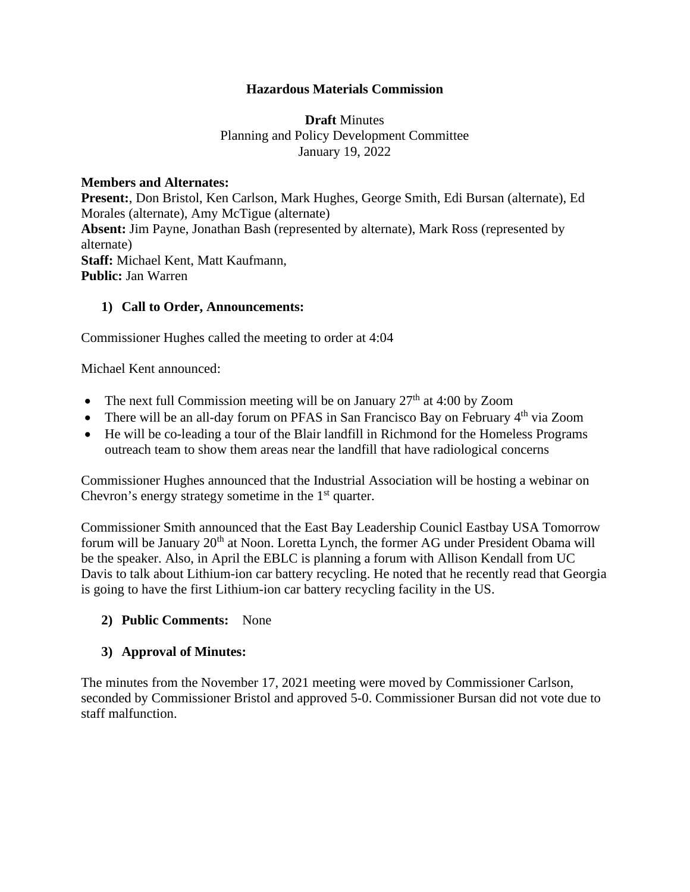**Hazardous Materials Commission**

**Draft** Minutes
Planning and Policy Development Committee
January 19, 2022

**Members and Alternates:**
**Present:**, Don Bristol, Ken Carlson, Mark Hughes, George Smith, Edi Bursan (alternate), Ed Morales (alternate), Amy McTigue (alternate)
**Absent:** Jim Payne, Jonathan Bash (represented by alternate), Mark Ross (represented by alternate)
**Staff:** Michael Kent, Matt Kaufmann,
**Public:** Jan Warren

**1) Call to Order, Announcements:**

Commissioner Hughes called the meeting to order at 4:04

Michael Kent announced:

- The next full Commission meeting will be on January 27th at 4:00 by Zoom
- There will be an all-day forum on PFAS in San Francisco Bay on February 4th via Zoom
- He will be co-leading a tour of the Blair landfill in Richmond for the Homeless Programs outreach team to show them areas near the landfill that have radiological concerns

Commissioner Hughes announced that the Industrial Association will be hosting a webinar on Chevron's energy strategy sometime in the 1st quarter.

Commissioner Smith announced that the East Bay Leadership Counicl Eastbay USA Tomorrow forum will be January 20th at Noon. Loretta Lynch, the former AG under President Obama will be the speaker. Also, in April the EBLC is planning a forum with Allison Kendall from UC Davis to talk about Lithium-ion car battery recycling. He noted that he recently read that Georgia is going to have the first Lithium-ion car battery recycling facility in the US.

**2) Public Comments:** None

**3) Approval of Minutes:**

The minutes from the November 17, 2021 meeting were moved by Commissioner Carlson, seconded by Commissioner Bristol and approved 5-0. Commissioner Bursan did not vote due to staff malfunction.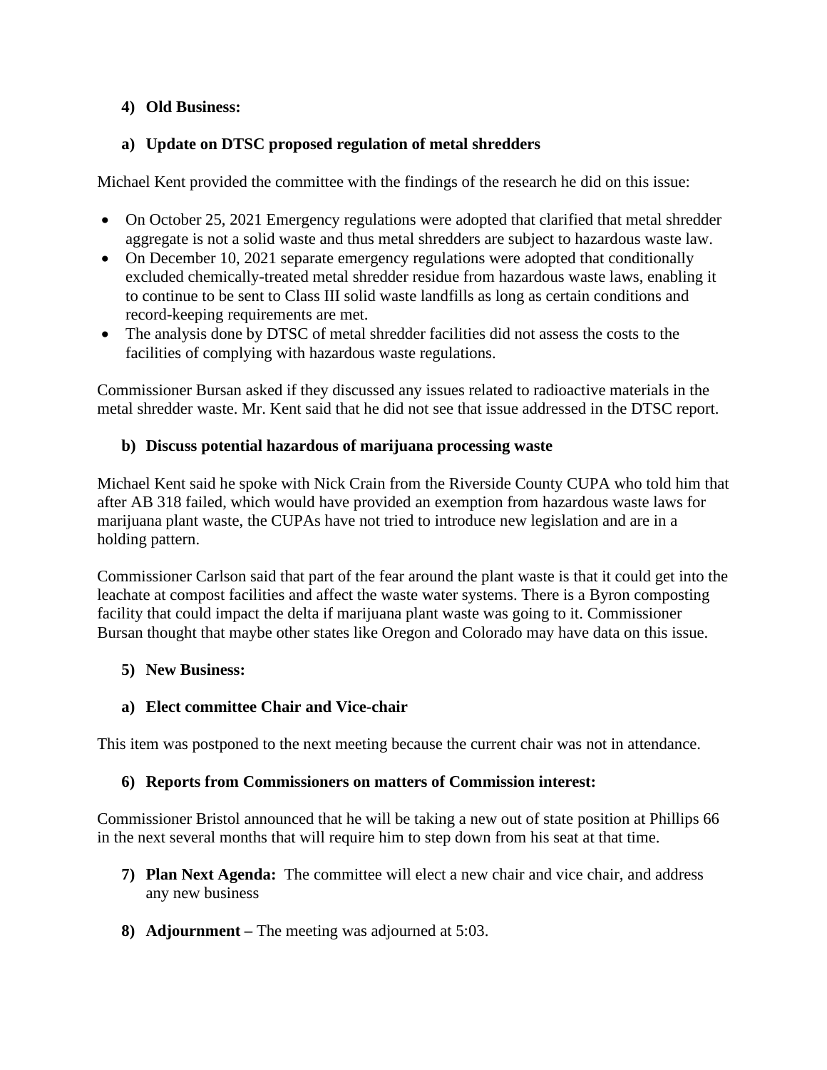**4) Old Business:**

**a) Update on DTSC proposed regulation of metal shredders**

Michael Kent provided the committee with the findings of the research he did on this issue:

- On October 25, 2021 Emergency regulations were adopted that clarified that metal shredder aggregate is not a solid waste and thus metal shredders are subject to hazardous waste law.
- On December 10, 2021 separate emergency regulations were adopted that conditionally excluded chemically-treated metal shredder residue from hazardous waste laws, enabling it to continue to be sent to Class III solid waste landfills as long as certain conditions and record-keeping requirements are met.
- The analysis done by DTSC of metal shredder facilities did not assess the costs to the facilities of complying with hazardous waste regulations.

Commissioner Bursan asked if they discussed any issues related to radioactive materials in the metal shredder waste. Mr. Kent said that he did not see that issue addressed in the DTSC report.

**b) Discuss potential hazardous of marijuana processing waste**

Michael Kent said he spoke with Nick Crain from the Riverside County CUPA who told him that after AB 318 failed, which would have provided an exemption from hazardous waste laws for marijuana plant waste, the CUPAs have not tried to introduce new legislation and are in a holding pattern.

Commissioner Carlson said that part of the fear around the plant waste is that it could get into the leachate at compost facilities and affect the waste water systems. There is a Byron composting facility that could impact the delta if marijuana plant waste was going to it. Commissioner Bursan thought that maybe other states like Oregon and Colorado may have data on this issue.

**5) New Business:**

**a) Elect committee Chair and Vice-chair**

This item was postponed to the next meeting because the current chair was not in attendance.

**6) Reports from Commissioners on matters of Commission interest:**

Commissioner Bristol announced that he will be taking a new out of state position at Phillips 66 in the next several months that will require him to step down from his seat at that time.

**7) Plan Next Agenda:** The committee will elect a new chair and vice chair, and address any new business

**8) Adjournment –** The meeting was adjourned at 5:03.